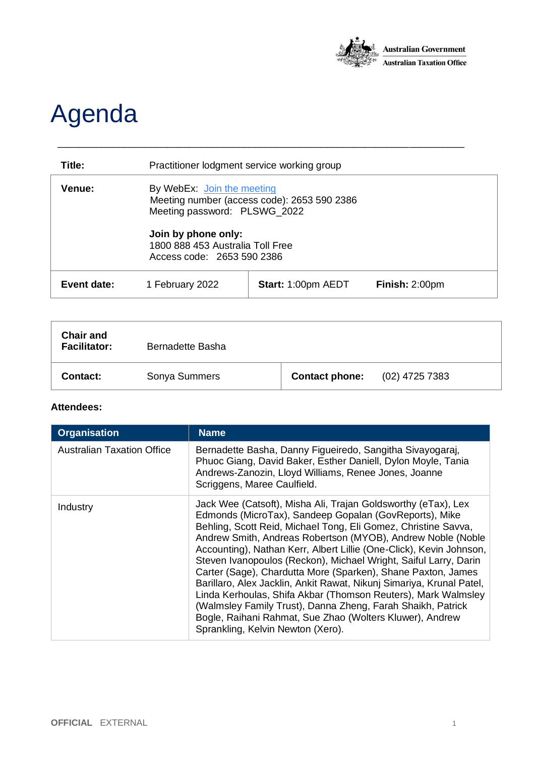Australian Government
Australian Taxation Office

# Agenda

| | | | |
|---|---|---|---|
| **Title:** | Practitioner lodgment service working group | | |
| **Venue:** | By WebEx: [Join the meeting]<br>Meeting number (access code): 2653 590 2386<br>Meeting password: PLSWG_2022<br><br>**Join by phone only:**<br>1800 888 453 Australia Toll Free<br>Access code: 2653 590 2386 | | |
| **Event date:** | 1 February 2022 | **Start:** 1:00pm AEDT | **Finish:** 2:00pm |

| | | | |
|---|---|---|---|
| **Chair and Facilitator:** | Bernadette Basha | | |
| **Contact:** | Sonya Summers | **Contact phone:** | (02) 4725 7383 |

**Attendees:**

| Organisation | Name |
|---|---|
| Australian Taxation Office | Bernadette Basha, Danny Figueiredo, Sangitha Sivayogaraj, Phuoc Giang, David Baker, Esther Daniell, Dylon Moyle, Tania Andrews-Zanozin, Lloyd Williams, Renee Jones, Joanne Scriggens, Maree Caulfield. |
| Industry | Jack Wee (Catsoft), Misha Ali, Trajan Goldsworthy (eTax), Lex Edmonds (MicroTax), Sandeep Gopalan (GovReports), Mike Behling, Scott Reid, Michael Tong, Eli Gomez, Christine Savva, Andrew Smith, Andreas Robertson (MYOB), Andrew Noble (Noble Accounting), Nathan Kerr, Albert Lillie (One-Click), Kevin Johnson, Steven Ivanopoulos (Reckon), Michael Wright, Saiful Larry, Darin Carter (Sage), Chardutta More (Sparken), Shane Paxton, James Barillaro, Alex Jacklin, Ankit Rawat, Nikunj Simariya, Krunal Patel, Linda Kerhoulas, Shifa Akbar (Thomson Reuters), Mark Walmsley (Walmsley Family Trust), Danna Zheng, Farah Shaikh, Patrick Bogle, Raihani Rahmat, Sue Zhao (Wolters Kluwer), Andrew Sprankling, Kelvin Newton (Xero). |

OFFICIAL EXTERNAL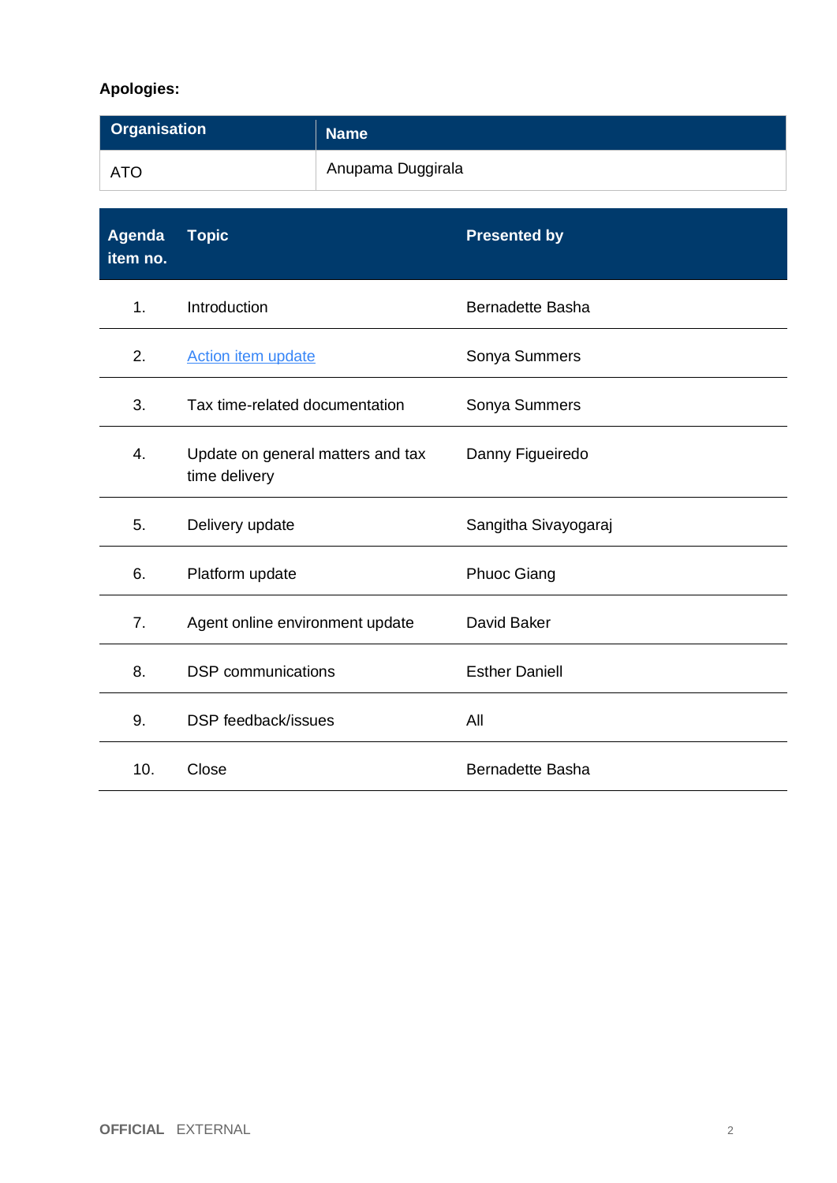**Apologies:**

| Organisation | Name |
| --- | --- |
| ATO | Anupama Duggirala |

| Agenda item no. | Topic | Presented by |
| --- | --- | --- |
| 1. | Introduction | Bernadette Basha |
| 2. | Action item update | Sonya Summers |
| 3. | Tax time-related documentation | Sonya Summers |
| 4. | Update on general matters and tax time delivery | Danny Figueiredo |
| 5. | Delivery update | Sangitha Sivayogaraj |
| 6. | Platform update | Phuoc Giang |
| 7. | Agent online environment update | David Baker |
| 8. | DSP communications | Esther Daniell |
| 9. | DSP feedback/issues | All |
| 10. | Close | Bernadette Basha |

**OFFICIAL** EXTERNAL